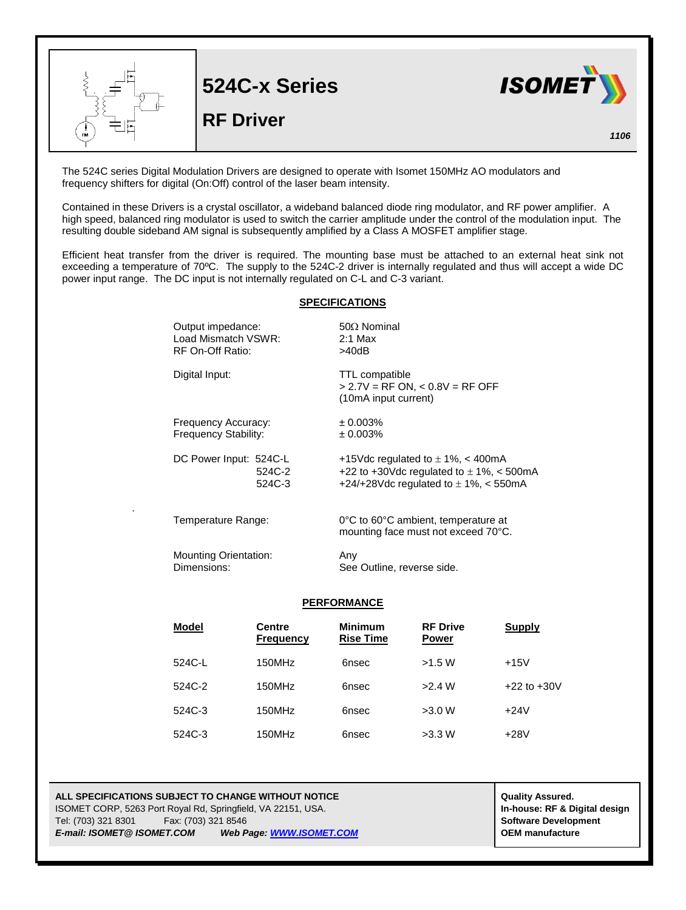# 524C-x Series

## RF Driver

ISOMET

*1106*

The 524C series Digital Modulation Drivers are designed to operate with Isomet 150MHz AO modulators and frequency shifters for digital (On:Off) control of the laser beam intensity.

Contained in these Drivers is a crystal oscillator, a wideband balanced diode ring modulator, and RF power amplifier. A high speed, balanced ring modulator is used to switch the carrier amplitude under the control of the modulation input. The resulting double sideband AM signal is subsequently amplified by a Class A MOSFET amplifier stage.

Efficient heat transfer from the driver is required. The mounting base must be attached to an external heat sink not exceeding a temperature of 70ºC. The supply to the 524C-2 driver is internally regulated and thus will accept a wide DC power input range. The DC input is not internally regulated on C-L and C-3 variant.

### SPECIFICATIONS

| | |
|---|---|
| Output impedance: | 50Ω Nominal |
| Load Mismatch VSWR: | 2:1 Max |
| RF On-Off Ratio: | >40dB |
| Digital Input: | TTL compatible<br>> 2.7V = RF ON, < 0.8V = RF OFF<br>(10mA input current) |
| Frequency Accuracy: | ± 0.003% |
| Frequency Stability: | ± 0.003% |
| DC Power Input: 524C-L | +15Vdc regulated to ± 1%, < 400mA |
| 524C-2 | +22 to +30Vdc regulated to ± 1%, < 500mA |
| 524C-3 | +24/+28Vdc regulated to ± 1%, < 550mA |
| Temperature Range: | 0°C to 60°C ambient, temperature at mounting face must not exceed 70°C. |
| Mounting Orientation: | Any |
| Dimensions: | See Outline, reverse side. |

### PERFORMANCE

| Model | Centre Frequency | Minimum Rise Time | RF Drive Power | Supply |
|---|---|---|---|---|
| 524C-L | 150MHz | 6nsec | >1.5 W | +15V |
| 524C-2 | 150MHz | 6nsec | >2.4 W | +22 to +30V |
| 524C-3 | 150MHz | 6nsec | >3.0 W | +24V |
| 524C-3 | 150MHz | 6nsec | >3.3 W | +28V |

**ALL SPECIFICATIONS SUBJECT TO CHANGE WITHOUT NOTICE**
ISOMET CORP, 5263 Port Royal Rd, Springfield, VA 22151, USA.
Tel: (703) 321 8301 Fax: (703) 321 8546
***E-mail: ISOMET@ ISOMET.COM Web Page: WWW.ISOMET.COM***

**Quality Assured.**
**In-house: RF & Digital design**
**Software Development**
**OEM manufacture**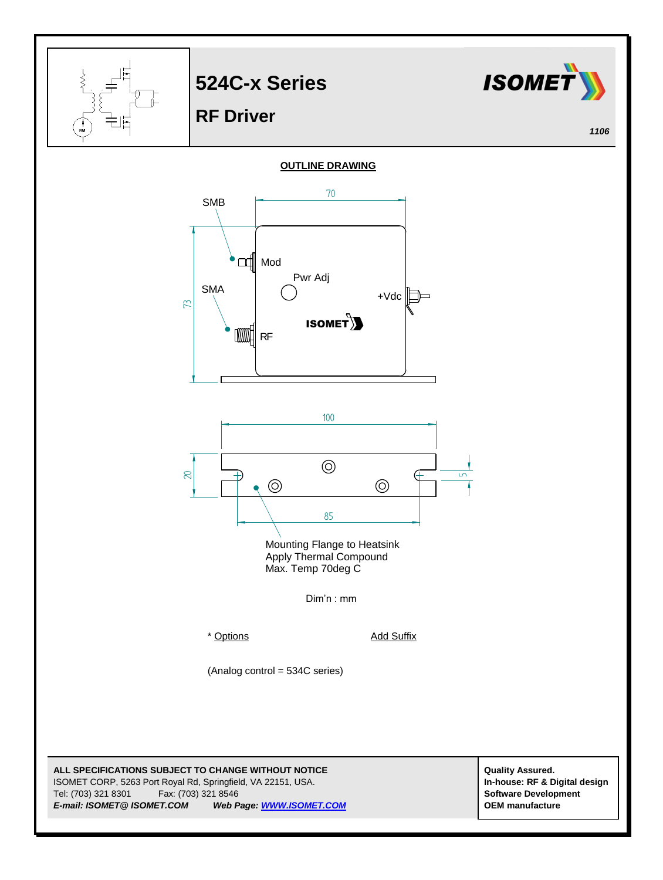# 524C-x Series

## RF Driver

1106

**OUTLINE DRAWING**

70

SMB

Mod

Pwr Adj

SMA

+Vdc

73

ISOMET

RF

100

20

5

85

Mounting Flange to Heatsink
Apply Thermal Compound
Max. Temp 70deg C

Dim'n : mm

* Options — Add Suffix

(Analog control = 534C series)

**ALL SPECIFICATIONS SUBJECT TO CHANGE WITHOUT NOTICE**
ISOMET CORP, 5263 Port Royal Rd, Springfield, VA 22151, USA.
Tel: (703) 321 8301 Fax: (703) 321 8546
***E-mail: ISOMET@ ISOMET.COM*** ***Web Page: WWW.ISOMET.COM***

**Quality Assured.**
**In-house: RF & Digital design**
**Software Development**
**OEM manufacture**